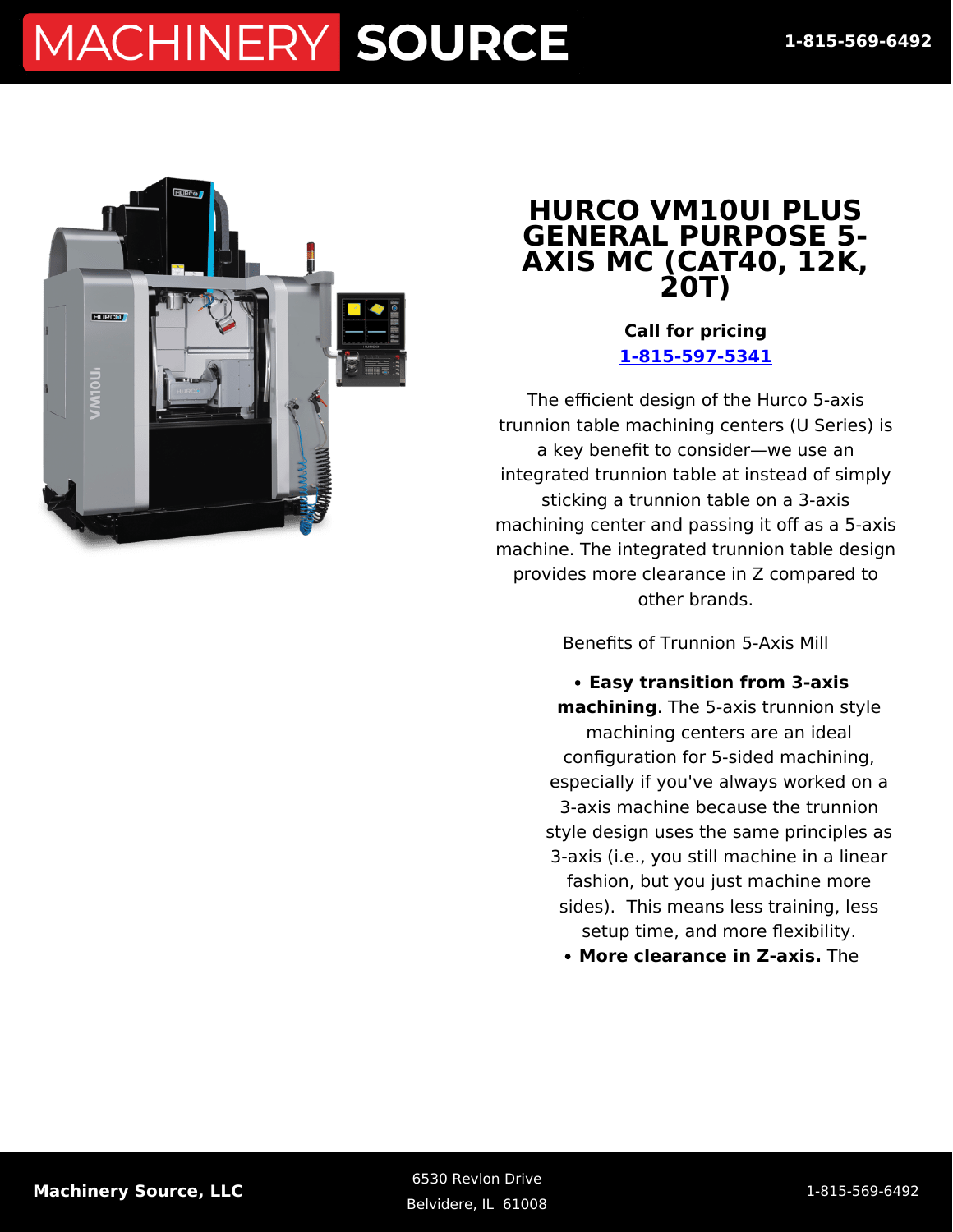# HURCO VM10UI PLUS GENERAL PURPOSE 5-AXIS MC (CAT40, 12K, 20T)

**Call for pricing**
1-815-597-5341

The efficient design of the Hurco 5-axis trunnion table machining centers (U Series) is a key benefit to consider—we use an integrated trunnion table at instead of simply sticking a trunnion table on a 3-axis machining center and passing it off as a 5-axis machine. The integrated trunnion table design provides more clearance in Z compared to other brands.

Benefits of Trunnion 5-Axis Mill

- **Easy transition from 3-axis machining**. The 5-axis trunnion style machining centers are an ideal configuration for 5-sided machining, especially if you've always worked on a 3-axis machine because the trunnion style design uses the same principles as 3-axis (i.e., you still machine in a linear fashion, but you just machine more sides). This means less training, less setup time, and more flexibility.
- **More clearance in Z-axis.** The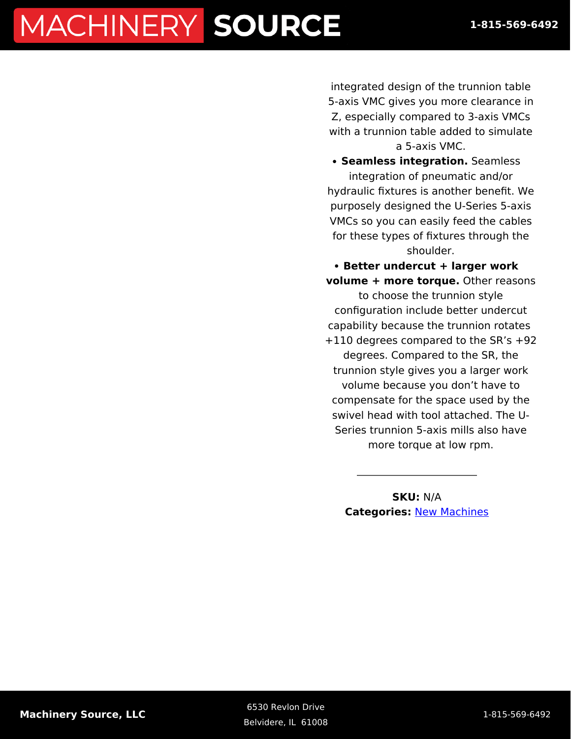integrated design of the trunnion table 5-axis VMC gives you more clearance in Z, especially compared to 3-axis VMCs with a trunnion table added to simulate a 5-axis VMC.

- **Seamless integration.** Seamless integration of pneumatic and/or hydraulic fixtures is another benefit. We purposely designed the U-Series 5-axis VMCs so you can easily feed the cables for these types of fixtures through the shoulder.
- **Better undercut + larger work volume + more torque.** Other reasons to choose the trunnion style configuration include better undercut capability because the trunnion rotates +110 degrees compared to the SR's +92 degrees. Compared to the SR, the trunnion style gives you a larger work volume because you don't have to compensate for the space used by the swivel head with tool attached. The U-Series trunnion 5-axis mills also have more torque at low rpm.

---

**SKU:** N/A
**Categories:** New Machines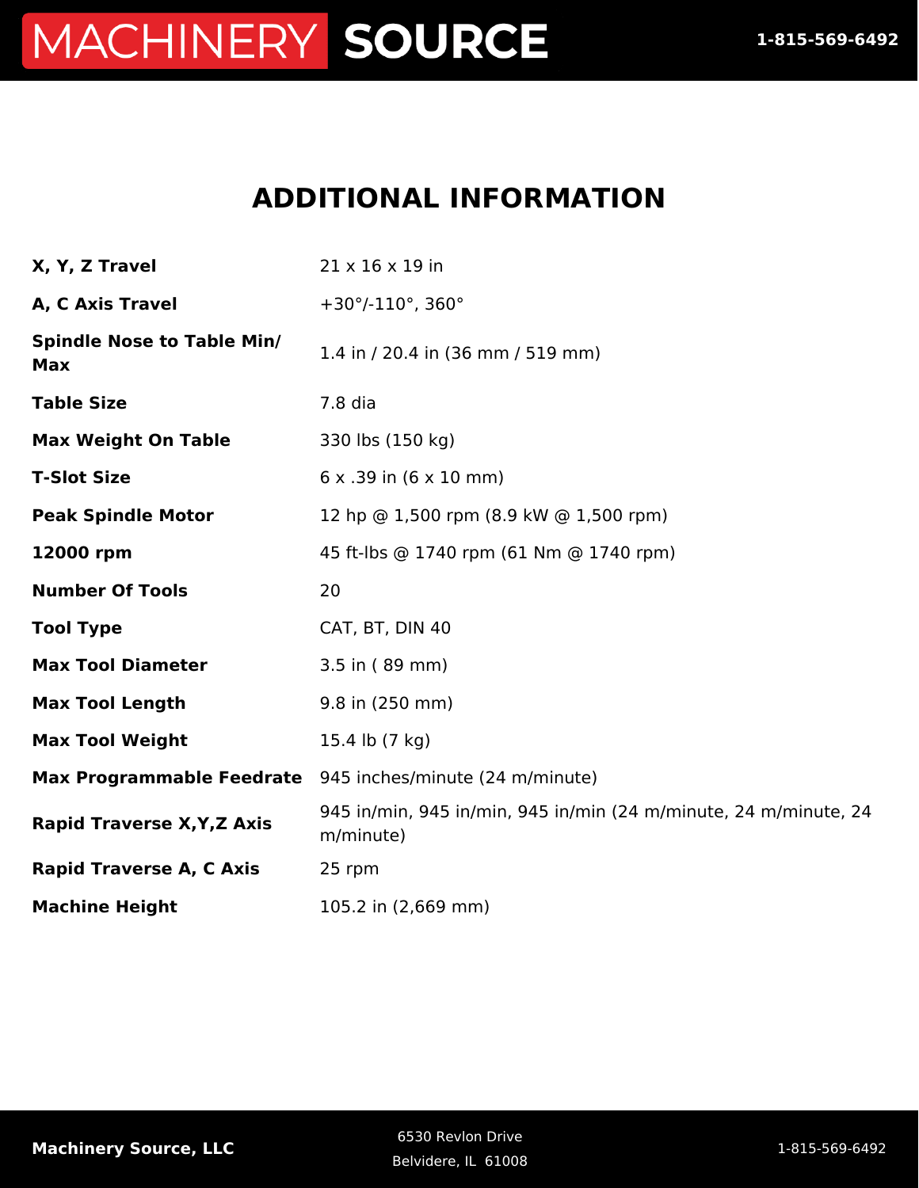## ADDITIONAL INFORMATION

| | |
|---|---|
| **X, Y, Z Travel** | 21 x 16 x 19 in |
| **A, C Axis Travel** | +30°/-110°, 360° |
| **Spindle Nose to Table Min/ Max** | 1.4 in / 20.4 in (36 mm / 519 mm) |
| **Table Size** | 7.8 dia |
| **Max Weight On Table** | 330 lbs (150 kg) |
| **T-Slot Size** | 6 x .39 in (6 x 10 mm) |
| **Peak Spindle Motor** | 12 hp @ 1,500 rpm (8.9 kW @ 1,500 rpm) |
| **12000 rpm** | 45 ft-lbs @ 1740 rpm (61 Nm @ 1740 rpm) |
| **Number Of Tools** | 20 |
| **Tool Type** | CAT, BT, DIN 40 |
| **Max Tool Diameter** | 3.5 in ( 89 mm) |
| **Max Tool Length** | 9.8 in (250 mm) |
| **Max Tool Weight** | 15.4 lb (7 kg) |
| **Max Programmable Feedrate** | 945 inches/minute (24 m/minute) |
| **Rapid Traverse X,Y,Z Axis** | 945 in/min, 945 in/min, 945 in/min (24 m/minute, 24 m/minute, 24 m/minute) |
| **Rapid Traverse A, C Axis** | 25 rpm |
| **Machine Height** | 105.2 in (2,669 mm) |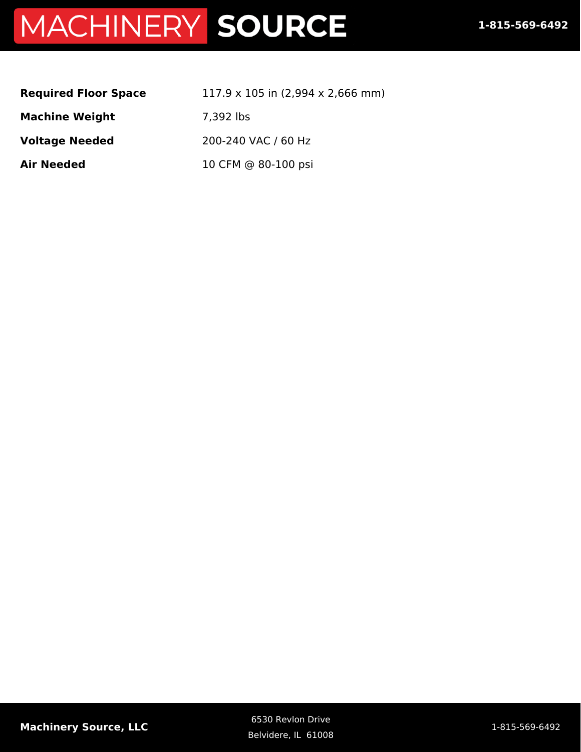| | |
|---|---|
| **Required Floor Space** | 117.9 x 105 in (2,994 x 2,666 mm) |
| **Machine Weight** | 7,392 lbs |
| **Voltage Needed** | 200-240 VAC / 60 Hz |
| **Air Needed** | 10 CFM @ 80-100 psi |